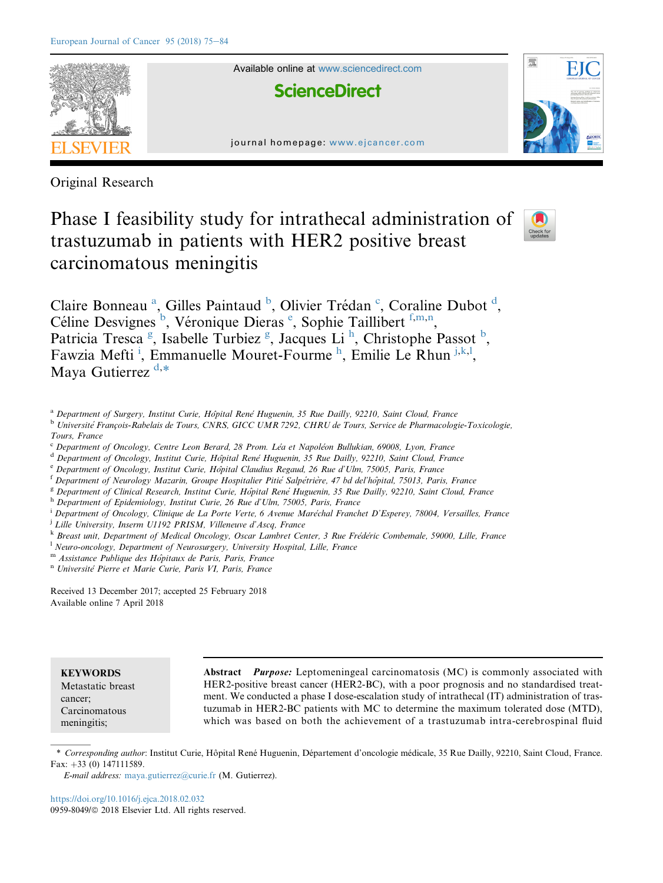Original Research

# Phase I feasibility study for intrathecal administration of trastuzumab in patients with HER2 positive breast carcinomatous meningitis

Claire Bonneau [a], Gilles Paintaud [b], Olivier Trédan [c], Coraline Dubot [d], Céline Desvignes [b], Véronique Dieras [e], Sophie Taillibert [f,m,n], Patricia Tresca [g], Isabelle Turbiez [g], Jacques Li [h], Christophe Passot [b], Fawzia Mefti [i], Emmanuelle Mouret-Fourme [h], Emilie Le Rhun [j,k,l], Maya Gutierrez [d,*]

[a] Department of Surgery, Institut Curie, Hôpital René Huguenin, 35 Rue Dailly, 92210, Saint Cloud, France
[b] Université François-Rabelais de Tours, CNRS, GICC UMR 7292, CHRU de Tours, Service de Pharmacologie-Toxicologie, Tours, France
[c] Department of Oncology, Centre Leon Berard, 28 Prom. Léa et Napoléon Bullukian, 69008, Lyon, France
[d] Department of Oncology, Institut Curie, Hôpital René Huguenin, 35 Rue Dailly, 92210, Saint Cloud, France
[e] Department of Oncology, Institut Curie, Hôpital Claudius Regaud, 26 Rue d'Ulm, 75005, Paris, France
[f] Department of Neurology Mazarin, Groupe Hospitalier Pitié Salpétrière, 47 bd del'hôpital, 75013, Paris, France
[g] Department of Clinical Research, Institut Curie, Hôpital René Huguenin, 35 Rue Dailly, 92210, Saint Cloud, France
[h] Department of Epidemiology, Institut Curie, 26 Rue d'Ulm, 75005, Paris, France
[i] Department of Oncology, Clinique de La Porte Verte, 6 Avenue Maréchal Franchet D'Esperey, 78004, Versailles, France
[j] Lille University, Inserm U1192 PRISM, Villeneuve d'Ascq, France
[k] Breast unit, Department of Medical Oncology, Oscar Lambret Center, 3 Rue Frédéric Combemale, 59000, Lille, France
[l] Neuro-oncology, Department of Neurosurgery, University Hospital, Lille, France
[m] Assistance Publique des Hôpitaux de Paris, Paris, France
[n] Université Pierre et Marie Curie, Paris VI, Paris, France

Received 13 December 2017; accepted 25 February 2018
Available online 7 April 2018

**KEYWORDS**
Metastatic breast cancer;
Carcinomatous meningitis;

**Abstract** ***Purpose:*** Leptomeningeal carcinomatosis (MC) is commonly associated with HER2-positive breast cancer (HER2-BC), with a poor prognosis and no standardised treatment. We conducted a phase I dose-escalation study of intrathecal (IT) administration of trastuzumab in HER2-BC patients with MC to determine the maximum tolerated dose (MTD), which was based on both the achievement of a trastuzumab intra-cerebrospinal fluid

\* *Corresponding author*: Institut Curie, Hôpital René Huguenin, Département d'oncologie médicale, 35 Rue Dailly, 92210, Saint Cloud, France. Fax: +33 (0) 147111589.
*E-mail address:* maya.gutierrez@curie.fr (M. Gutierrez).

https://doi.org/10.1016/j.ejca.2018.02.032
0959-8049/© 2018 Elsevier Ltd. All rights reserved.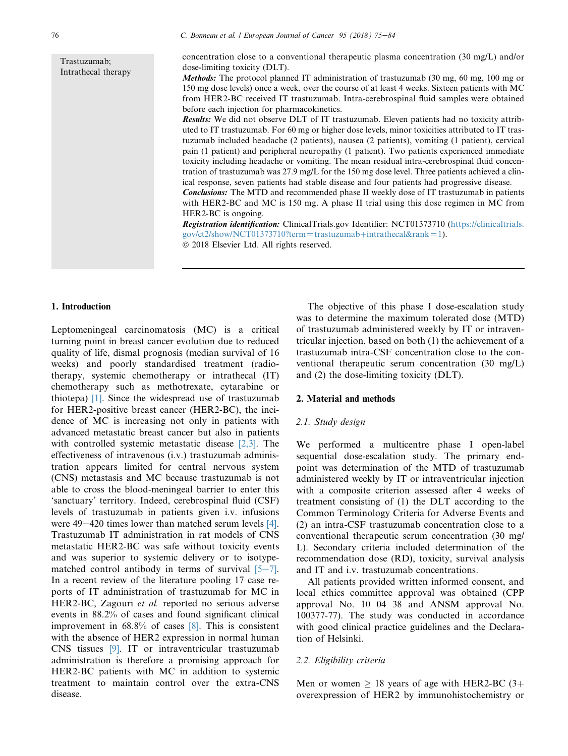Trastuzumab;
Intrathecal therapy

concentration close to a conventional therapeutic plasma concentration (30 mg/L) and/or dose-limiting toxicity (DLT).

***Methods:*** The protocol planned IT administration of trastuzumab (30 mg, 60 mg, 100 mg or 150 mg dose levels) once a week, over the course of at least 4 weeks. Sixteen patients with MC from HER2-BC received IT trastuzumab. Intra-cerebrospinal fluid samples were obtained before each injection for pharmacokinetics.

***Results:*** We did not observe DLT of IT trastuzumab. Eleven patients had no toxicity attributed to IT trastuzumab. For 60 mg or higher dose levels, minor toxicities attributed to IT trastuzumab included headache (2 patients), nausea (2 patients), vomiting (1 patient), cervical pain (1 patient) and peripheral neuropathy (1 patient). Two patients experienced immediate toxicity including headache or vomiting. The mean residual intra-cerebrospinal fluid concentration of trastuzumab was 27.9 mg/L for the 150 mg dose level. Three patients achieved a clinical response, seven patients had stable disease and four patients had progressive disease.

***Conclusions:*** The MTD and recommended phase II weekly dose of IT trastuzumab in patients with HER2-BC and MC is 150 mg. A phase II trial using this dose regimen in MC from HER2-BC is ongoing.

***Registration identification:*** ClinicalTrials.gov Identifier: NCT01373710 (https://clinicaltrials.gov/ct2/show/NCT01373710?term=trastuzumab+intrathecal&rank=1).

© 2018 Elsevier Ltd. All rights reserved.

## 1. Introduction

Leptomeningeal carcinomatosis (MC) is a critical turning point in breast cancer evolution due to reduced quality of life, dismal prognosis (median survival of 16 weeks) and poorly standardised treatment (radiotherapy, systemic chemotherapy or intrathecal (IT) chemotherapy such as methotrexate, cytarabine or thiotepa) [1]. Since the widespread use of trastuzumab for HER2-positive breast cancer (HER2-BC), the incidence of MC is increasing not only in patients with advanced metastatic breast cancer but also in patients with controlled systemic metastatic disease [2,3]. The effectiveness of intravenous (i.v.) trastuzumab administration appears limited for central nervous system (CNS) metastasis and MC because trastuzumab is not able to cross the blood-meningeal barrier to enter this 'sanctuary' territory. Indeed, cerebrospinal fluid (CSF) levels of trastuzumab in patients given i.v. infusions were 49–420 times lower than matched serum levels [4]. Trastuzumab IT administration in rat models of CNS metastatic HER2-BC was safe without toxicity events and was superior to systemic delivery or to isotype-matched control antibody in terms of survival [5–7]. In a recent review of the literature pooling 17 case reports of IT administration of trastuzumab for MC in HER2-BC, Zagouri *et al.* reported no serious adverse events in 88.2% of cases and found significant clinical improvement in 68.8% of cases [8]. This is consistent with the absence of HER2 expression in normal human CNS tissues [9]. IT or intraventricular trastuzumab administration is therefore a promising approach for HER2-BC patients with MC in addition to systemic treatment to maintain control over the extra-CNS disease.

The objective of this phase I dose-escalation study was to determine the maximum tolerated dose (MTD) of trastuzumab administered weekly by IT or intraventricular injection, based on both (1) the achievement of a trastuzumab intra-CSF concentration close to the conventional therapeutic serum concentration (30 mg/L) and (2) the dose-limiting toxicity (DLT).

## 2. Material and methods

### *2.1. Study design*

We performed a multicentre phase I open-label sequential dose-escalation study. The primary endpoint was determination of the MTD of trastuzumab administered weekly by IT or intraventricular injection with a composite criterion assessed after 4 weeks of treatment consisting of (1) the DLT according to the Common Terminology Criteria for Adverse Events and (2) an intra-CSF trastuzumab concentration close to a conventional therapeutic serum concentration (30 mg/L). Secondary criteria included determination of the recommendation dose (RD), toxicity, survival analysis and IT and i.v. trastuzumab concentrations.

All patients provided written informed consent, and local ethics committee approval was obtained (CPP approval No. 10 04 38 and ANSM approval No. 100377-77). The study was conducted in accordance with good clinical practice guidelines and the Declaration of Helsinki.

### *2.2. Eligibility criteria*

Men or women ≥ 18 years of age with HER2-BC (3+ overexpression of HER2 by immunohistochemistry or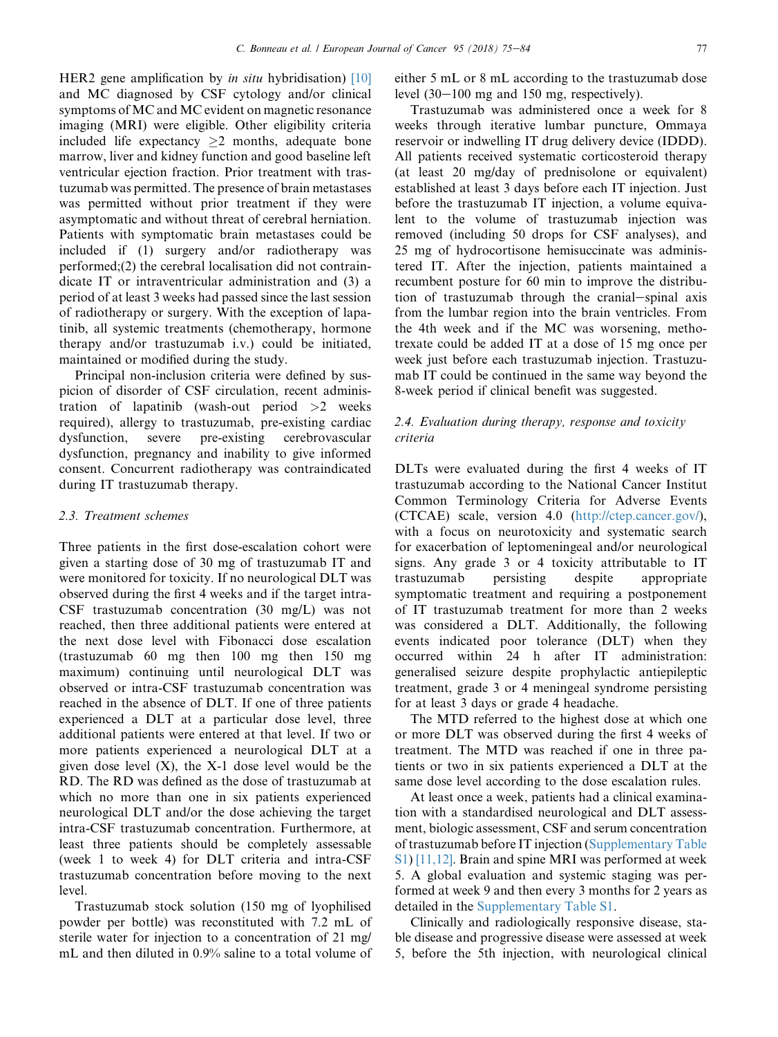HER2 gene amplification by *in situ* hybridisation) [10] and MC diagnosed by CSF cytology and/or clinical symptoms of MC and MC evident on magnetic resonance imaging (MRI) were eligible. Other eligibility criteria included life expectancy ≥2 months, adequate bone marrow, liver and kidney function and good baseline left ventricular ejection fraction. Prior treatment with trastuzumab was permitted. The presence of brain metastases was permitted without prior treatment if they were asymptomatic and without threat of cerebral herniation. Patients with symptomatic brain metastases could be included if (1) surgery and/or radiotherapy was performed;(2) the cerebral localisation did not contraindicate IT or intraventricular administration and (3) a period of at least 3 weeks had passed since the last session of radiotherapy or surgery. With the exception of lapatinib, all systemic treatments (chemotherapy, hormone therapy and/or trastuzumab i.v.) could be initiated, maintained or modified during the study.

Principal non-inclusion criteria were defined by suspicion of disorder of CSF circulation, recent administration of lapatinib (wash-out period >2 weeks required), allergy to trastuzumab, pre-existing cardiac dysfunction, severe pre-existing cerebrovascular dysfunction, pregnancy and inability to give informed consent. Concurrent radiotherapy was contraindicated during IT trastuzumab therapy.

### 2.3. Treatment schemes

Three patients in the first dose-escalation cohort were given a starting dose of 30 mg of trastuzumab IT and were monitored for toxicity. If no neurological DLT was observed during the first 4 weeks and if the target intra-CSF trastuzumab concentration (30 mg/L) was not reached, then three additional patients were entered at the next dose level with Fibonacci dose escalation (trastuzumab 60 mg then 100 mg then 150 mg maximum) continuing until neurological DLT was observed or intra-CSF trastuzumab concentration was reached in the absence of DLT. If one of three patients experienced a DLT at a particular dose level, three additional patients were entered at that level. If two or more patients experienced a neurological DLT at a given dose level (X), the X-1 dose level would be the RD. The RD was defined as the dose of trastuzumab at which no more than one in six patients experienced neurological DLT and/or the dose achieving the target intra-CSF trastuzumab concentration. Furthermore, at least three patients should be completely assessable (week 1 to week 4) for DLT criteria and intra-CSF trastuzumab concentration before moving to the next level.

Trastuzumab stock solution (150 mg of lyophilised powder per bottle) was reconstituted with 7.2 mL of sterile water for injection to a concentration of 21 mg/mL and then diluted in 0.9% saline to a total volume of either 5 mL or 8 mL according to the trastuzumab dose level (30–100 mg and 150 mg, respectively).

Trastuzumab was administered once a week for 8 weeks through iterative lumbar puncture, Ommaya reservoir or indwelling IT drug delivery device (IDDD). All patients received systematic corticosteroid therapy (at least 20 mg/day of prednisolone or equivalent) established at least 3 days before each IT injection. Just before the trastuzumab IT injection, a volume equivalent to the volume of trastuzumab injection was removed (including 50 drops for CSF analyses), and 25 mg of hydrocortisone hemisuccinate was administered IT. After the injection, patients maintained a recumbent posture for 60 min to improve the distribution of trastuzumab through the cranial–spinal axis from the lumbar region into the brain ventricles. From the 4th week and if the MC was worsening, methotrexate could be added IT at a dose of 15 mg once per week just before each trastuzumab injection. Trastuzumab IT could be continued in the same way beyond the 8-week period if clinical benefit was suggested.

### 2.4. Evaluation during therapy, response and toxicity criteria

DLTs were evaluated during the first 4 weeks of IT trastuzumab according to the National Cancer Institut Common Terminology Criteria for Adverse Events (CTCAE) scale, version 4.0 (http://ctep.cancer.gov/), with a focus on neurotoxicity and systematic search for exacerbation of leptomeningeal and/or neurological signs. Any grade 3 or 4 toxicity attributable to IT trastuzumab persisting despite appropriate symptomatic treatment and requiring a postponement of IT trastuzumab treatment for more than 2 weeks was considered a DLT. Additionally, the following events indicated poor tolerance (DLT) when they occurred within 24 h after IT administration: generalised seizure despite prophylactic antiepileptic treatment, grade 3 or 4 meningeal syndrome persisting for at least 3 days or grade 4 headache.

The MTD referred to the highest dose at which one or more DLT was observed during the first 4 weeks of treatment. The MTD was reached if one in three patients or two in six patients experienced a DLT at the same dose level according to the dose escalation rules.

At least once a week, patients had a clinical examination with a standardised neurological and DLT assessment, biologic assessment, CSF and serum concentration of trastuzumab before IT injection (Supplementary Table S1) [11,12]. Brain and spine MRI was performed at week 5. A global evaluation and systemic staging was performed at week 9 and then every 3 months for 2 years as detailed in the Supplementary Table S1.

Clinically and radiologically responsive disease, stable disease and progressive disease were assessed at week 5, before the 5th injection, with neurological clinical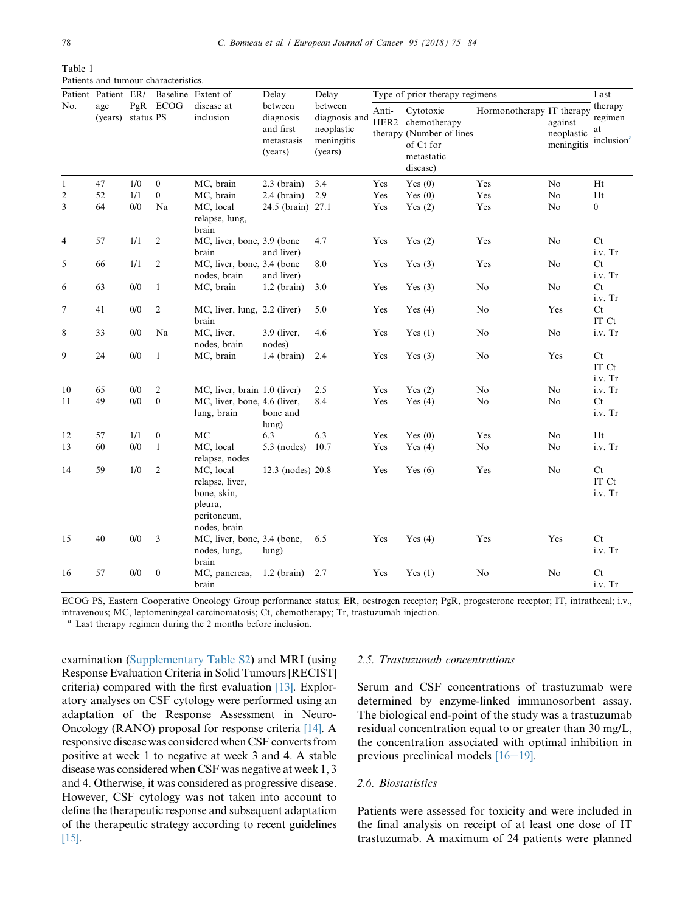Table 1
Patients and tumour characteristics.

| Patient No. | Patient age (years) | ER/PgR status | Baseline ECOG PS | Extent of disease at inclusion | Delay between diagnosis and first metastasis (years) | Delay between diagnosis and neoplastic meningitis (years) | Type of prior therapy regimens | | | | Last therapy regimen at inclusion[a] |
|---|---|---|---|---|---|---|---|---|---|---|---|
| | | | | | | | Anti-HER2 therapy | Cytotoxic chemotherapy (Number of lines of Ct for metastatic disease) | Hormonotherapy | IT therapy against neoplastic meningitis | |
| 1 | 47 | 1/0 | 0 | MC, brain | 2.3 (brain) | 3.4 | Yes | Yes (0) | Yes | No | Ht |
| 2 | 52 | 1/1 | 0 | MC, brain | 2.4 (brain) | 2.9 | Yes | Yes (0) | Yes | No | Ht |
| 3 | 64 | 0/0 | Na | MC, local relapse, lung, brain | 24.5 (brain) | 27.1 | Yes | Yes (2) | Yes | No | 0 |
| 4 | 57 | 1/1 | 2 | MC, liver, bone, brain | 3.9 (bone and liver) | 4.7 | Yes | Yes (2) | Yes | No | Ct i.v. Tr |
| 5 | 66 | 1/1 | 2 | MC, liver, bone, nodes, brain | 3.4 (bone and liver) | 8.0 | Yes | Yes (3) | Yes | No | Ct i.v. Tr |
| 6 | 63 | 0/0 | 1 | MC, brain | 1.2 (brain) | 3.0 | Yes | Yes (3) | No | No | Ct i.v. Tr |
| 7 | 41 | 0/0 | 2 | MC, liver, lung, brain | 2.2 (liver) | 5.0 | Yes | Yes (4) | No | Yes | Ct IT Ct |
| 8 | 33 | 0/0 | Na | MC, liver, nodes, brain | 3.9 (liver, nodes) | 4.6 | Yes | Yes (1) | No | No | i.v. Tr |
| 9 | 24 | 0/0 | 1 | MC, brain | 1.4 (brain) | 2.4 | Yes | Yes (3) | No | Yes | Ct IT Ct i.v. Tr |
| 10 | 65 | 0/0 | 2 | MC, liver, brain | 1.0 (liver) | 2.5 | Yes | Yes (2) | No | No | i.v. Tr |
| 11 | 49 | 0/0 | 0 | MC, liver, bone, lung, brain | 4.6 (liver, bone and lung) | 8.4 | Yes | Yes (4) | No | No | Ct i.v. Tr |
| 12 | 57 | 1/1 | 0 | MC | 6.3 | 6.3 | Yes | Yes (0) | Yes | No | Ht |
| 13 | 60 | 0/0 | 1 | MC, local relapse, nodes | 5.3 (nodes) | 10.7 | Yes | Yes (4) | No | No | i.v. Tr |
| 14 | 59 | 1/0 | 2 | MC, local relapse, liver, bone, skin, pleura, peritoneum, nodes, brain | 12.3 (nodes) | 20.8 | Yes | Yes (6) | Yes | No | Ct IT Ct i.v. Tr |
| 15 | 40 | 0/0 | 3 | MC, liver, bone, nodes, lung, brain | 3.4 (bone, lung) | 6.5 | Yes | Yes (4) | Yes | Yes | Ct i.v. Tr |
| 16 | 57 | 0/0 | 0 | MC, pancreas, brain | 1.2 (brain) | 2.7 | Yes | Yes (1) | No | No | Ct i.v. Tr |

ECOG PS, Eastern Cooperative Oncology Group performance status; ER, oestrogen receptor; PgR, progesterone receptor; IT, intrathecal; i.v., intravenous; MC, leptomeningeal carcinomatosis; Ct, chemotherapy; Tr, trastuzumab injection.
[a] Last therapy regimen during the 2 months before inclusion.

examination (Supplementary Table S2) and MRI (using Response Evaluation Criteria in Solid Tumours [RECIST] criteria) compared with the first evaluation [13]. Exploratory analyses on CSF cytology were performed using an adaptation of the Response Assessment in Neuro-Oncology (RANO) proposal for response criteria [14]. A responsive disease was considered when CSF converts from positive at week 1 to negative at week 3 and 4. A stable disease was considered when CSF was negative at week 1, 3 and 4. Otherwise, it was considered as progressive disease. However, CSF cytology was not taken into account to define the therapeutic response and subsequent adaptation of the therapeutic strategy according to recent guidelines [15].

### 2.5. Trastuzumab concentrations

Serum and CSF concentrations of trastuzumab were determined by enzyme-linked immunosorbent assay. The biological end-point of the study was a trastuzumab residual concentration equal to or greater than 30 mg/L, the concentration associated with optimal inhibition in previous preclinical models [16–19].

### 2.6. Biostatistics

Patients were assessed for toxicity and were included in the final analysis on receipt of at least one dose of IT trastuzumab. A maximum of 24 patients were planned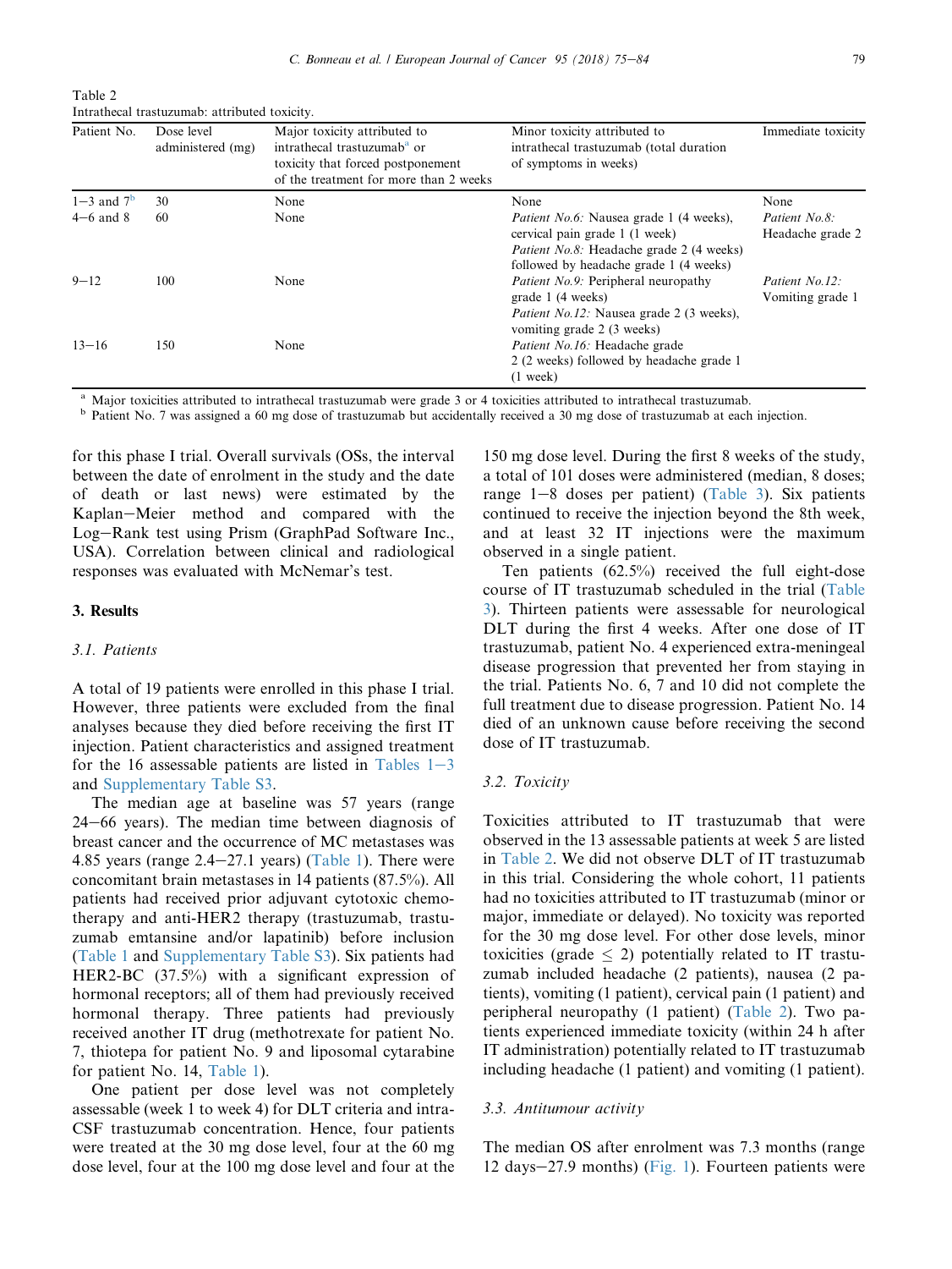Table 2
Intrathecal trastuzumab: attributed toxicity.

| Patient No. | Dose level administered (mg) | Major toxicity attributed to intrathecal trastuzumab[a] or toxicity that forced postponement of the treatment for more than 2 weeks | Minor toxicity attributed to intrathecal trastuzumab (total duration of symptoms in weeks) | Immediate toxicity |
|---|---|---|---|---|
| 1–3 and 7[b] | 30 | None | None | None |
| 4–6 and 8 | 60 | None | *Patient No.6:* Nausea grade 1 (4 weeks), cervical pain grade 1 (1 week) *Patient No.8:* Headache grade 2 (4 weeks) followed by headache grade 1 (4 weeks) | *Patient No.8:* Headache grade 2 |
| 9–12 | 100 | None | *Patient No.9:* Peripheral neuropathy grade 1 (4 weeks) *Patient No.12:* Nausea grade 2 (3 weeks), vomiting grade 2 (3 weeks) | *Patient No.12:* Vomiting grade 1 |
| 13–16 | 150 | None | *Patient No.16:* Headache grade 2 (2 weeks) followed by headache grade 1 (1 week) | |

[a] Major toxicities attributed to intrathecal trastuzumab were grade 3 or 4 toxicities attributed to intrathecal trastuzumab.
[b] Patient No. 7 was assigned a 60 mg dose of trastuzumab but accidentally received a 30 mg dose of trastuzumab at each injection.

for this phase I trial. Overall survivals (OSs, the interval between the date of enrolment in the study and the date of death or last news) were estimated by the Kaplan–Meier method and compared with the Log–Rank test using Prism (GraphPad Software Inc., USA). Correlation between clinical and radiological responses was evaluated with McNemar's test.

## 3. Results

### 3.1. Patients

A total of 19 patients were enrolled in this phase I trial. However, three patients were excluded from the final analyses because they died before receiving the first IT injection. Patient characteristics and assigned treatment for the 16 assessable patients are listed in Tables 1–3 and Supplementary Table S3.

The median age at baseline was 57 years (range 24–66 years). The median time between diagnosis of breast cancer and the occurrence of MC metastases was 4.85 years (range 2.4–27.1 years) (Table 1). There were concomitant brain metastases in 14 patients (87.5%). All patients had received prior adjuvant cytotoxic chemotherapy and anti-HER2 therapy (trastuzumab, trastuzumab emtansine and/or lapatinib) before inclusion (Table 1 and Supplementary Table S3). Six patients had HER2-BC (37.5%) with a significant expression of hormonal receptors; all of them had previously received hormonal therapy. Three patients had previously received another IT drug (methotrexate for patient No. 7, thiotepa for patient No. 9 and liposomal cytarabine for patient No. 14, Table 1).

One patient per dose level was not completely assessable (week 1 to week 4) for DLT criteria and intra-CSF trastuzumab concentration. Hence, four patients were treated at the 30 mg dose level, four at the 60 mg dose level, four at the 100 mg dose level and four at the 150 mg dose level. During the first 8 weeks of the study, a total of 101 doses were administered (median, 8 doses; range 1–8 doses per patient) (Table 3). Six patients continued to receive the injection beyond the 8th week, and at least 32 IT injections were the maximum observed in a single patient.

Ten patients (62.5%) received the full eight-dose course of IT trastuzumab scheduled in the trial (Table 3). Thirteen patients were assessable for neurological DLT during the first 4 weeks. After one dose of IT trastuzumab, patient No. 4 experienced extra-meningeal disease progression that prevented her from staying in the trial. Patients No. 6, 7 and 10 did not complete the full treatment due to disease progression. Patient No. 14 died of an unknown cause before receiving the second dose of IT trastuzumab.

### 3.2. Toxicity

Toxicities attributed to IT trastuzumab that were observed in the 13 assessable patients at week 5 are listed in Table 2. We did not observe DLT of IT trastuzumab in this trial. Considering the whole cohort, 11 patients had no toxicities attributed to IT trastuzumab (minor or major, immediate or delayed). No toxicity was reported for the 30 mg dose level. For other dose levels, minor toxicities (grade $\leq$ 2) potentially related to IT trastuzumab included headache (2 patients), nausea (2 patients), vomiting (1 patient), cervical pain (1 patient) and peripheral neuropathy (1 patient) (Table 2). Two patients experienced immediate toxicity (within 24 h after IT administration) potentially related to IT trastuzumab including headache (1 patient) and vomiting (1 patient).

### 3.3. Antitumour activity

The median OS after enrolment was 7.3 months (range 12 days–27.9 months) (Fig. 1). Fourteen patients were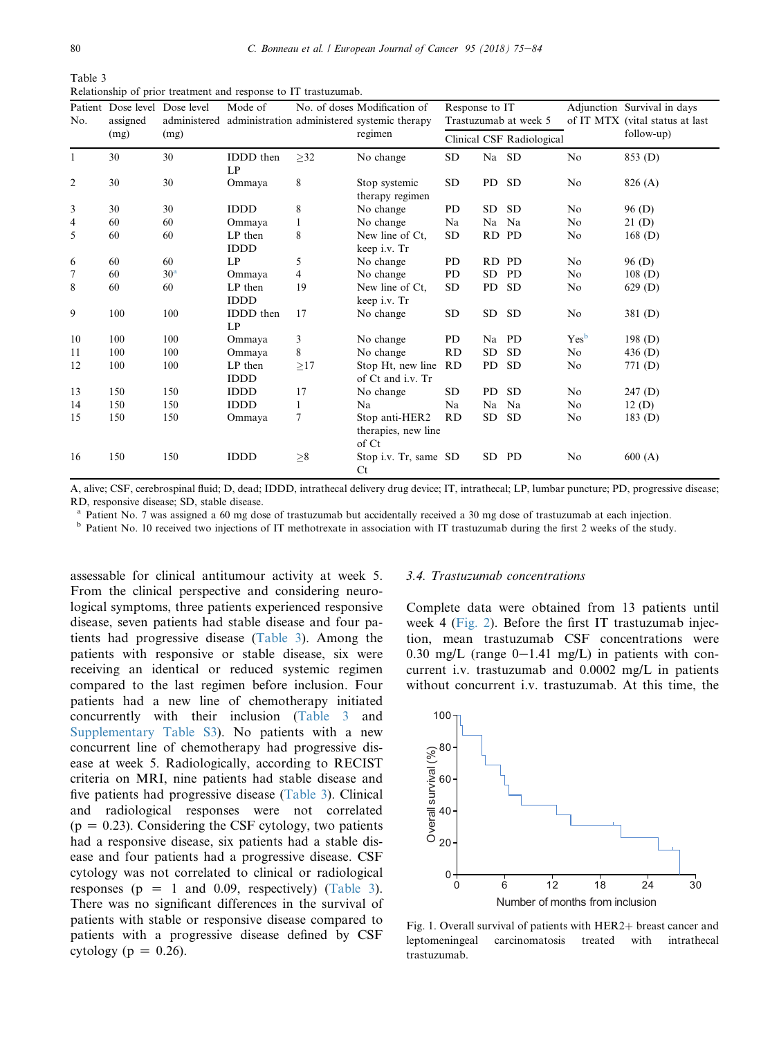Table 3
Relationship of prior treatment and response to IT trastuzumab.

| Patient No. | Dose level assigned (mg) | Dose level administered (mg) | Mode of administration | No. of doses administered | Modification of systemic therapy regimen | Response to IT Trastuzumab at week 5 | | | Adjunction of IT MTX | Survival in days (vital status at last follow-up) |
|---|---|---|---|---|---|---|---|---|---|---|
| | | | | | | Clinical | CSF | Radiological | | |
| 1 | 30 | 30 | IDDD then LP | ≥32 | No change | SD | Na | SD | No | 853 (D) |
| 2 | 30 | 30 | Ommaya | 8 | Stop systemic therapy regimen | SD | PD | SD | No | 826 (A) |
| 3 | 30 | 30 | IDDD | 8 | No change | PD | SD | SD | No | 96 (D) |
| 4 | 60 | 60 | Ommaya | 1 | No change | Na | Na | Na | No | 21 (D) |
| 5 | 60 | 60 | LP then IDDD | 8 | New line of Ct, keep i.v. Tr | SD | RD | PD | No | 168 (D) |
| 6 | 60 | 60 | LP | 5 | No change | PD | RD | PD | No | 96 (D) |
| 7 | 60 | 30[a] | Ommaya | 4 | No change | PD | SD | PD | No | 108 (D) |
| 8 | 60 | 60 | LP then IDDD | 19 | New line of Ct, keep i.v. Tr | SD | PD | SD | No | 629 (D) |
| 9 | 100 | 100 | IDDD then LP | 17 | No change | SD | SD | SD | No | 381 (D) |
| 10 | 100 | 100 | Ommaya | 3 | No change | PD | Na | PD | Yes[b] | 198 (D) |
| 11 | 100 | 100 | Ommaya | 8 | No change | RD | SD | SD | No | 436 (D) |
| 12 | 100 | 100 | LP then IDDD | ≥17 | Stop Ht, new line of Ct and i.v. Tr | RD | PD | SD | No | 771 (D) |
| 13 | 150 | 150 | IDDD | 17 | No change | SD | PD | SD | No | 247 (D) |
| 14 | 150 | 150 | IDDD | 1 | Na | Na | Na | Na | No | 12 (D) |
| 15 | 150 | 150 | Ommaya | 7 | Stop anti-HER2 therapies, new line of Ct | RD | SD | SD | No | 183 (D) |
| 16 | 150 | 150 | IDDD | ≥8 | Stop i.v. Tr, same Ct | SD | SD | PD | No | 600 (A) |

A, alive; CSF, cerebrospinal fluid; D, dead; IDDD, intrathecal delivery drug device; IT, intrathecal; LP, lumbar puncture; PD, progressive disease; RD, responsive disease; SD, stable disease.

[a] Patient No. 7 was assigned a 60 mg dose of trastuzumab but accidentally received a 30 mg dose of trastuzumab at each injection.

[b] Patient No. 10 received two injections of IT methotrexate in association with IT trastuzumab during the first 2 weeks of the study.

assessable for clinical antitumour activity at week 5. From the clinical perspective and considering neurological symptoms, three patients experienced responsive disease, seven patients had stable disease and four patients had progressive disease (Table 3). Among the patients with responsive or stable disease, six were receiving an identical or reduced systemic regimen compared to the last regimen before inclusion. Four patients had a new line of chemotherapy initiated concurrently with their inclusion (Table 3 and Supplementary Table S3). No patients with a new concurrent line of chemotherapy had progressive disease at week 5. Radiologically, according to RECIST criteria on MRI, nine patients had stable disease and five patients had progressive disease (Table 3). Clinical and radiological responses were not correlated ($p = 0.23$). Considering the CSF cytology, two patients had a responsive disease, six patients had a stable disease and four patients had a progressive disease. CSF cytology was not correlated to clinical or radiological responses ($p = 1$ and $0.09$, respectively) (Table 3). There was no significant differences in the survival of patients with stable or responsive disease compared to patients with a progressive disease defined by CSF cytology ($p = 0.26$).

### 3.4. Trastuzumab concentrations

Complete data were obtained from 13 patients until week 4 (Fig. 2). Before the first IT trastuzumab injection, mean trastuzumab CSF concentrations were 0.30 mg/L (range 0–1.41 mg/L) in patients with concurrent i.v. trastuzumab and 0.0002 mg/L in patients without concurrent i.v. trastuzumab. At this time, the

Fig. 1. Overall survival of patients with HER2+ breast cancer and leptomeningeal carcinomatosis treated with intrathecal trastuzumab.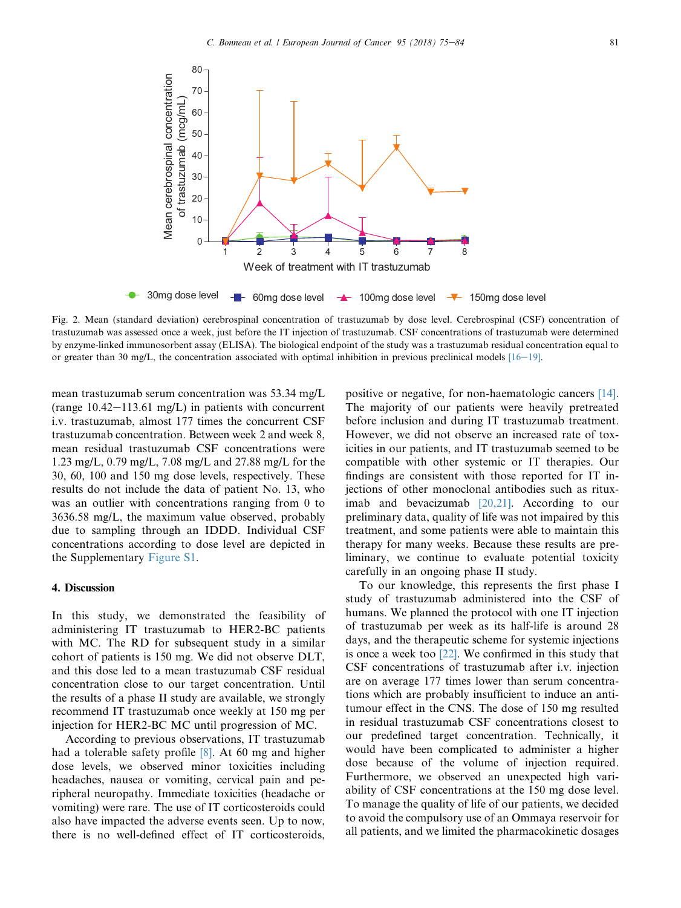Fig. 2. Mean (standard deviation) cerebrospinal concentration of trastuzumab by dose level. Cerebrospinal (CSF) concentration of trastuzumab was assessed once a week, just before the IT injection of trastuzumab. CSF concentrations of trastuzumab were determined by enzyme-linked immunosorbent assay (ELISA). The biological endpoint of the study was a trastuzumab residual concentration equal to or greater than 30 mg/L, the concentration associated with optimal inhibition in previous preclinical models [16–19].

mean trastuzumab serum concentration was 53.34 mg/L (range 10.42–113.61 mg/L) in patients with concurrent i.v. trastuzumab, almost 177 times the concurrent CSF trastuzumab concentration. Between week 2 and week 8, mean residual trastuzumab CSF concentrations were 1.23 mg/L, 0.79 mg/L, 7.08 mg/L and 27.88 mg/L for the 30, 60, 100 and 150 mg dose levels, respectively. These results do not include the data of patient No. 13, who was an outlier with concentrations ranging from 0 to 3636.58 mg/L, the maximum value observed, probably due to sampling through an IDDD. Individual CSF concentrations according to dose level are depicted in the Supplementary Figure S1.

## 4. Discussion

In this study, we demonstrated the feasibility of administering IT trastuzumab to HER2-BC patients with MC. The RD for subsequent study in a similar cohort of patients is 150 mg. We did not observe DLT, and this dose led to a mean trastuzumab CSF residual concentration close to our target concentration. Until the results of a phase II study are available, we strongly recommend IT trastuzumab once weekly at 150 mg per injection for HER2-BC MC until progression of MC.

According to previous observations, IT trastuzumab had a tolerable safety profile [8]. At 60 mg and higher dose levels, we observed minor toxicities including headaches, nausea or vomiting, cervical pain and peripheral neuropathy. Immediate toxicities (headache or vomiting) were rare. The use of IT corticosteroids could also have impacted the adverse events seen. Up to now, there is no well-defined effect of IT corticosteroids, positive or negative, for non-haematologic cancers [14]. The majority of our patients were heavily pretreated before inclusion and during IT trastuzumab treatment. However, we did not observe an increased rate of toxicities in our patients, and IT trastuzumab seemed to be compatible with other systemic or IT therapies. Our findings are consistent with those reported for IT injections of other monoclonal antibodies such as rituximab and bevacizumab [20,21]. According to our preliminary data, quality of life was not impaired by this treatment, and some patients were able to maintain this therapy for many weeks. Because these results are preliminary, we continue to evaluate potential toxicity carefully in an ongoing phase II study.

To our knowledge, this represents the first phase I study of trastuzumab administered into the CSF of humans. We planned the protocol with one IT injection of trastuzumab per week as its half-life is around 28 days, and the therapeutic scheme for systemic injections is once a week too [22]. We confirmed in this study that CSF concentrations of trastuzumab after i.v. injection are on average 177 times lower than serum concentrations which are probably insufficient to induce an antitumour effect in the CNS. The dose of 150 mg resulted in residual trastuzumab CSF concentrations closest to our predefined target concentration. Technically, it would have been complicated to administer a higher dose because of the volume of injection required. Furthermore, we observed an unexpected high variability of CSF concentrations at the 150 mg dose level. To manage the quality of life of our patients, we decided to avoid the compulsory use of an Ommaya reservoir for all patients, and we limited the pharmacokinetic dosages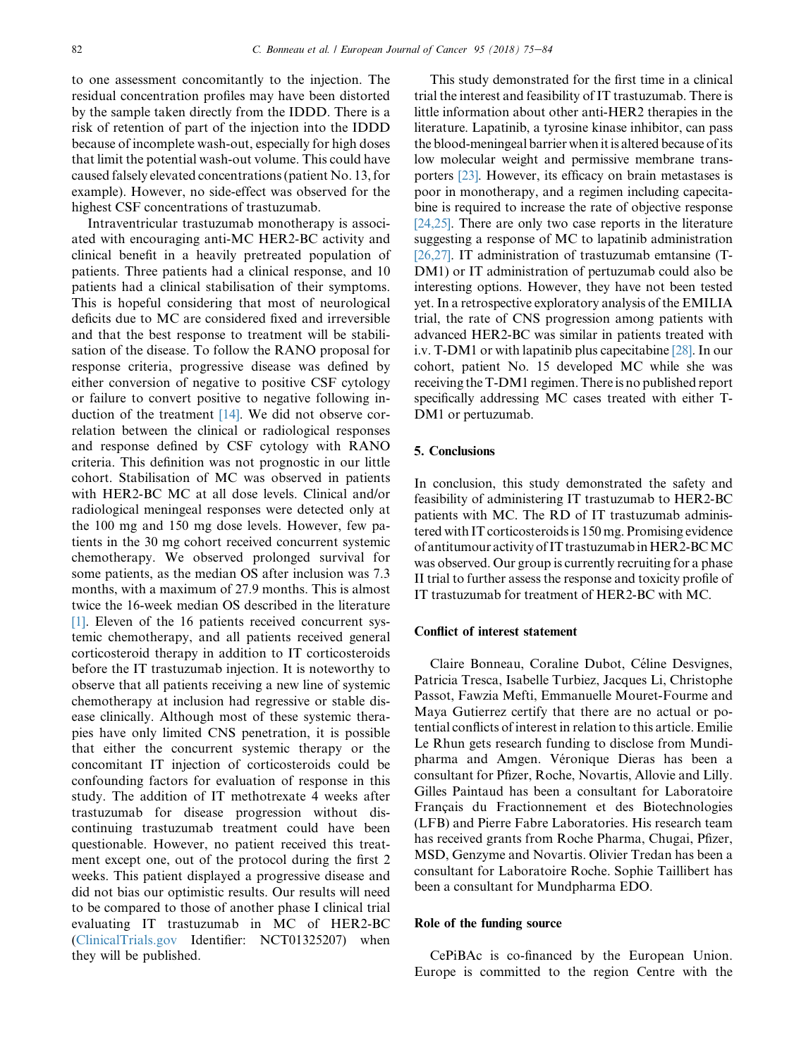to one assessment concomitantly to the injection. The residual concentration profiles may have been distorted by the sample taken directly from the IDDD. There is a risk of retention of part of the injection into the IDDD because of incomplete wash-out, especially for high doses that limit the potential wash-out volume. This could have caused falsely elevated concentrations (patient No. 13, for example). However, no side-effect was observed for the highest CSF concentrations of trastuzumab.

Intraventricular trastuzumab monotherapy is associated with encouraging anti-MC HER2-BC activity and clinical benefit in a heavily pretreated population of patients. Three patients had a clinical response, and 10 patients had a clinical stabilisation of their symptoms. This is hopeful considering that most of neurological deficits due to MC are considered fixed and irreversible and that the best response to treatment will be stabilisation of the disease. To follow the RANO proposal for response criteria, progressive disease was defined by either conversion of negative to positive CSF cytology or failure to convert positive to negative following induction of the treatment [14]. We did not observe correlation between the clinical or radiological responses and response defined by CSF cytology with RANO criteria. This definition was not prognostic in our little cohort. Stabilisation of MC was observed in patients with HER2-BC MC at all dose levels. Clinical and/or radiological meningeal responses were detected only at the 100 mg and 150 mg dose levels. However, few patients in the 30 mg cohort received concurrent systemic chemotherapy. We observed prolonged survival for some patients, as the median OS after inclusion was 7.3 months, with a maximum of 27.9 months. This is almost twice the 16-week median OS described in the literature [1]. Eleven of the 16 patients received concurrent systemic chemotherapy, and all patients received general corticosteroid therapy in addition to IT corticosteroids before the IT trastuzumab injection. It is noteworthy to observe that all patients receiving a new line of systemic chemotherapy at inclusion had regressive or stable disease clinically. Although most of these systemic therapies have only limited CNS penetration, it is possible that either the concurrent systemic therapy or the concomitant IT injection of corticosteroids could be confounding factors for evaluation of response in this study. The addition of IT methotrexate 4 weeks after trastuzumab for disease progression without discontinuing trastuzumab treatment could have been questionable. However, no patient received this treatment except one, out of the protocol during the first 2 weeks. This patient displayed a progressive disease and did not bias our optimistic results. Our results will need to be compared to those of another phase I clinical trial evaluating IT trastuzumab in MC of HER2-BC (ClinicalTrials.gov Identifier: NCT01325207) when they will be published.

This study demonstrated for the first time in a clinical trial the interest and feasibility of IT trastuzumab. There is little information about other anti-HER2 therapies in the literature. Lapatinib, a tyrosine kinase inhibitor, can pass the blood-meningeal barrier when it is altered because of its low molecular weight and permissive membrane transporters [23]. However, its efficacy on brain metastases is poor in monotherapy, and a regimen including capecitabine is required to increase the rate of objective response [24,25]. There are only two case reports in the literature suggesting a response of MC to lapatinib administration [26,27]. IT administration of trastuzumab emtansine (T-DM1) or IT administration of pertuzumab could also be interesting options. However, they have not been tested yet. In a retrospective exploratory analysis of the EMILIA trial, the rate of CNS progression among patients with advanced HER2-BC was similar in patients treated with i.v. T-DM1 or with lapatinib plus capecitabine [28]. In our cohort, patient No. 15 developed MC while she was receiving the T-DM1 regimen. There is no published report specifically addressing MC cases treated with either T-DM1 or pertuzumab.

## 5. Conclusions

In conclusion, this study demonstrated the safety and feasibility of administering IT trastuzumab to HER2-BC patients with MC. The RD of IT trastuzumab administered with IT corticosteroids is 150 mg. Promising evidence of antitumour activity of IT trastuzumab in HER2-BC MC was observed. Our group is currently recruiting for a phase II trial to further assess the response and toxicity profile of IT trastuzumab for treatment of HER2-BC with MC.

## Conflict of interest statement

Claire Bonneau, Coraline Dubot, Céline Desvignes, Patricia Tresca, Isabelle Turbiez, Jacques Li, Christophe Passot, Fawzia Mefti, Emmanuelle Mouret-Fourme and Maya Gutierrez certify that there are no actual or potential conflicts of interest in relation to this article. Emilie Le Rhun gets research funding to disclose from Mundipharma and Amgen. Véronique Dieras has been a consultant for Pfizer, Roche, Novartis, Allovie and Lilly. Gilles Paintaud has been a consultant for Laboratoire Français du Fractionnement et des Biotechnologies (LFB) and Pierre Fabre Laboratories. His research team has received grants from Roche Pharma, Chugai, Pfizer, MSD, Genzyme and Novartis. Olivier Tredan has been a consultant for Laboratoire Roche. Sophie Taillibert has been a consultant for Mundpharma EDO.

## Role of the funding source

CePiBAc is co-financed by the European Union. Europe is committed to the region Centre with the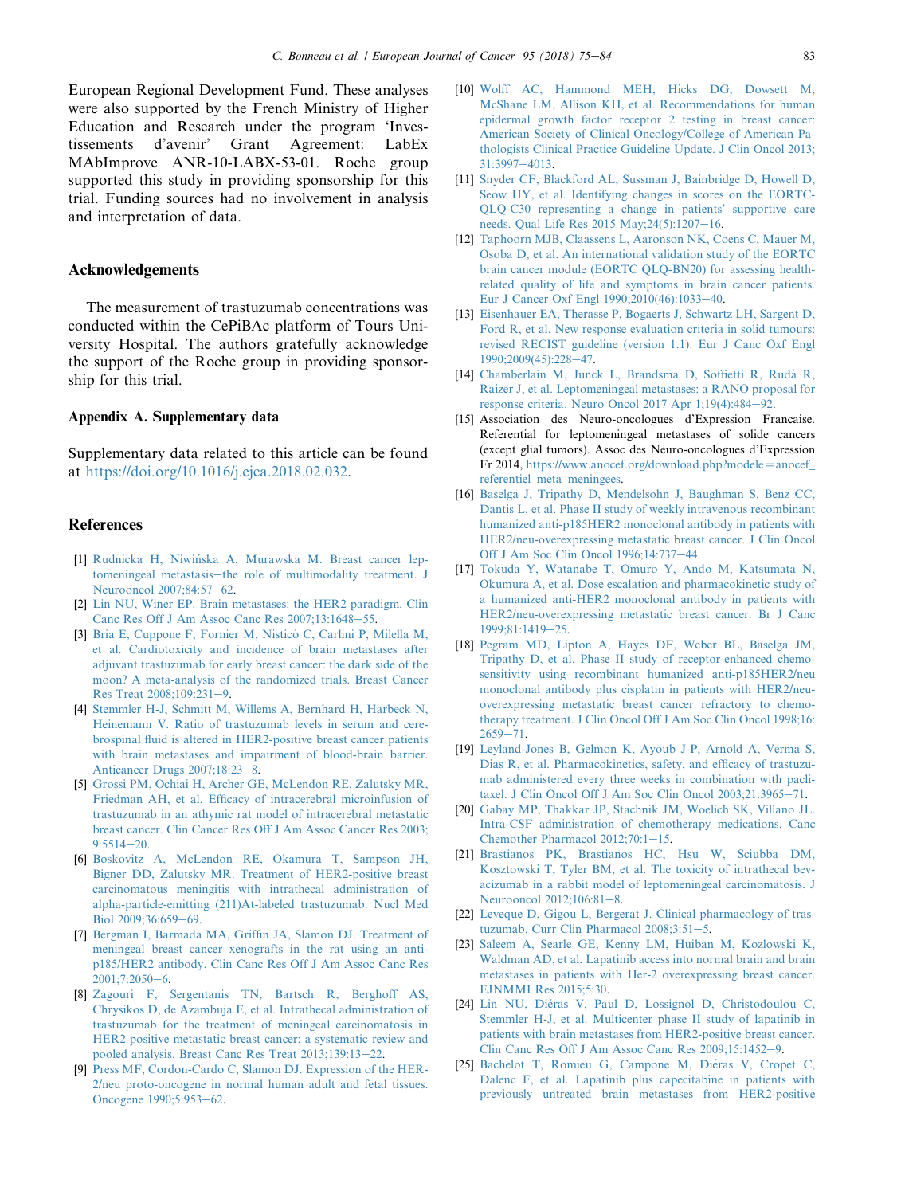European Regional Development Fund. These analyses were also supported by the French Ministry of Higher Education and Research under the program 'Investissements d'avenir' Grant Agreement: LabEx MAbImprove ANR-10-LABX-53-01. Roche group supported this study in providing sponsorship for this trial. Funding sources had no involvement in analysis and interpretation of data.

## Acknowledgements

The measurement of trastuzumab concentrations was conducted within the CePiBAc platform of Tours University Hospital. The authors gratefully acknowledge the support of the Roche group in providing sponsorship for this trial.

### Appendix A. Supplementary data

Supplementary data related to this article can be found at https://doi.org/10.1016/j.ejca.2018.02.032.

## References

[1] Rudnicka H, Niwińska A, Murawska M. Breast cancer leptomeningeal metastasis—the role of multimodality treatment. J Neurooncol 2007;84:57–62.

[2] Lin NU, Winer EP. Brain metastases: the HER2 paradigm. Clin Canc Res Off J Am Assoc Canc Res 2007;13:1648–55.

[3] Bria E, Cuppone F, Fornier M, Nisticò C, Carlini P, Milella M, et al. Cardiotoxicity and incidence of brain metastases after adjuvant trastuzumab for early breast cancer: the dark side of the moon? A meta-analysis of the randomized trials. Breast Cancer Res Treat 2008;109:231–9.

[4] Stemmler H-J, Schmitt M, Willems A, Bernhard H, Harbeck N, Heinemann V. Ratio of trastuzumab levels in serum and cerebrospinal fluid is altered in HER2-positive breast cancer patients with brain metastases and impairment of blood-brain barrier. Anticancer Drugs 2007;18:23–8.

[5] Grossi PM, Ochiai H, Archer GE, McLendon RE, Zalutsky MR, Friedman AH, et al. Efficacy of intracerebral microinfusion of trastuzumab in an athymic rat model of intracerebral metastatic breast cancer. Clin Cancer Res Off J Am Assoc Cancer Res 2003;9:5514–20.

[6] Boskovitz A, McLendon RE, Okamura T, Sampson JH, Bigner DD, Zalutsky MR. Treatment of HER2-positive breast carcinomatous meningitis with intrathecal administration of alpha-particle-emitting (211)At-labeled trastuzumab. Nucl Med Biol 2009;36:659–69.

[7] Bergman I, Barmada MA, Griffin JA, Slamon DJ. Treatment of meningeal breast cancer xenografts in the rat using an anti-p185/HER2 antibody. Clin Canc Res Off J Am Assoc Canc Res 2001;7:2050–6.

[8] Zagouri F, Sergentanis TN, Bartsch R, Berghoff AS, Chrysikos D, de Azambuja E, et al. Intrathecal administration of trastuzumab for the treatment of meningeal carcinomatosis in HER2-positive metastatic breast cancer: a systematic review and pooled analysis. Breast Canc Res Treat 2013;139:13–22.

[9] Press MF, Cordon-Cardo C, Slamon DJ. Expression of the HER-2/neu proto-oncogene in normal human adult and fetal tissues. Oncogene 1990;5:953–62.

[10] Wolff AC, Hammond MEH, Hicks DG, Dowsett M, McShane LM, Allison KH, et al. Recommendations for human epidermal growth factor receptor 2 testing in breast cancer: American Society of Clinical Oncology/College of American Pathologists Clinical Practice Guideline Update. J Clin Oncol 2013;31:3997–4013.

[11] Snyder CF, Blackford AL, Sussman J, Bainbridge D, Howell D, Seow HY, et al. Identifying changes in scores on the EORTC-QLQ-C30 representing a change in patients' supportive care needs. Qual Life Res 2015 May;24(5):1207–16.

[12] Taphoorn MJB, Claassens L, Aaronson NK, Coens C, Mauer M, Osoba D, et al. An international validation study of the EORTC brain cancer module (EORTC QLQ-BN20) for assessing health-related quality of life and symptoms in brain cancer patients. Eur J Cancer Oxf Engl 1990;2010(46):1033–40.

[13] Eisenhauer EA, Therasse P, Bogaerts J, Schwartz LH, Sargent D, Ford R, et al. New response evaluation criteria in solid tumours: revised RECIST guideline (version 1.1). Eur J Canc Oxf Engl 1990;2009(45):228–47.

[14] Chamberlain M, Junck L, Brandsma D, Soffietti R, Rudà R, Raizer J, et al. Leptomeningeal metastases: a RANO proposal for response criteria. Neuro Oncol 2017 Apr 1;19(4):484–92.

[15] Association des Neuro-oncologues d'Expression Francaise. Referential for leptomeningeal metastases of solide cancers (except glial tumors). Assoc des Neuro-oncologues d'Expression Fr 2014, https://www.anocef.org/download.php?modele=anocef_referentiel_meta_meningees.

[16] Baselga J, Tripathy D, Mendelsohn J, Baughman S, Benz CC, Dantis L, et al. Phase II study of weekly intravenous recombinant humanized anti-p185HER2 monoclonal antibody in patients with HER2/neu-overexpressing metastatic breast cancer. J Clin Oncol Off J Am Soc Clin Oncol 1996;14:737–44.

[17] Tokuda Y, Watanabe T, Omuro Y, Ando M, Katsumata N, Okumura A, et al. Dose escalation and pharmacokinetic study of a humanized anti-HER2 monoclonal antibody in patients with HER2/neu-overexpressing metastatic breast cancer. Br J Canc 1999;81:1419–25.

[18] Pegram MD, Lipton A, Hayes DF, Weber BL, Baselga JM, Tripathy D, et al. Phase II study of receptor-enhanced chemosensitivity using recombinant humanized anti-p185HER2/neu monoclonal antibody plus cisplatin in patients with HER2/neu-overexpressing metastatic breast cancer refractory to chemotherapy treatment. J Clin Oncol Off J Am Soc Clin Oncol 1998;16:2659–71.

[19] Leyland-Jones B, Gelmon K, Ayoub J-P, Arnold A, Verma S, Dias R, et al. Pharmacokinetics, safety, and efficacy of trastuzumab administered every three weeks in combination with paclitaxel. J Clin Oncol Off J Am Soc Clin Oncol 2003;21:3965–71.

[20] Gabay MP, Thakkar JP, Stachnik JM, Woelich SK, Villano JL. Intra-CSF administration of chemotherapy medications. Canc Chemother Pharmacol 2012;70:1–15.

[21] Brastianos PK, Brastianos HC, Hsu W, Sciubba DM, Kosztowski T, Tyler BM, et al. The toxicity of intrathecal bevacizumab in a rabbit model of leptomeningeal carcinomatosis. J Neurooncol 2012;106:81–8.

[22] Leveque D, Gigou L, Bergerat J. Clinical pharmacology of trastuzumab. Curr Clin Pharmacol 2008;3:51–5.

[23] Saleem A, Searle GE, Kenny LM, Huiban M, Kozlowski K, Waldman AD, et al. Lapatinib access into normal brain and brain metastases in patients with Her-2 overexpressing breast cancer. EJNMMI Res 2015;5:30.

[24] Lin NU, Diéras V, Paul D, Lossignol D, Christodoulou C, Stemmler H-J, et al. Multicenter phase II study of lapatinib in patients with brain metastases from HER2-positive breast cancer. Clin Canc Res Off J Am Assoc Canc Res 2009;15:1452–9.

[25] Bachelot T, Romieu G, Campone M, Diéras V, Cropet C, Dalenc F, et al. Lapatinib plus capecitabine in patients with previously untreated brain metastases from HER2-positive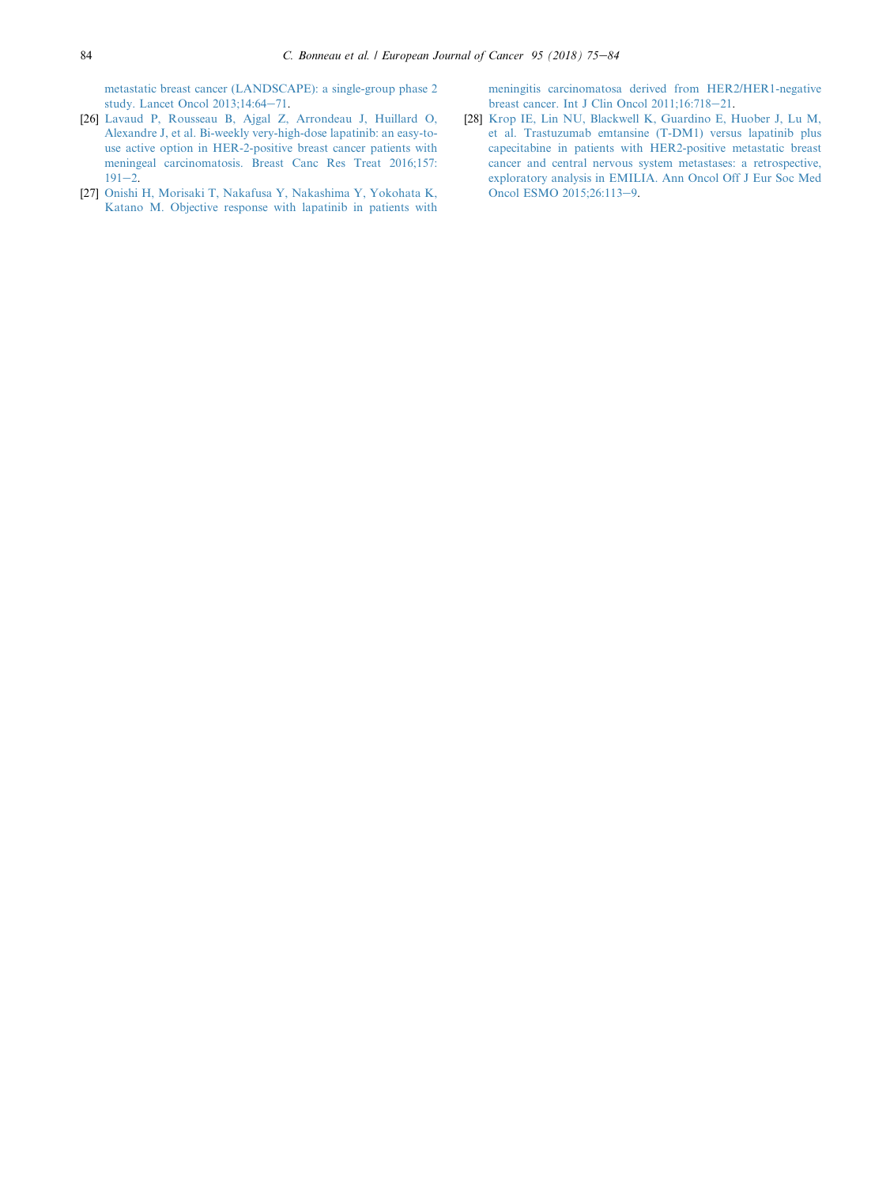metastatic breast cancer (LANDSCAPE): a single-group phase 2 study. Lancet Oncol 2013;14:64–71.

[26] Lavaud P, Rousseau B, Ajgal Z, Arrondeau J, Huillard O, Alexandre J, et al. Bi-weekly very-high-dose lapatinib: an easy-to-use active option in HER-2-positive breast cancer patients with meningeal carcinomatosis. Breast Canc Res Treat 2016;157: 191–2.

[27] Onishi H, Morisaki T, Nakafusa Y, Nakashima Y, Yokohata K, Katano M. Objective response with lapatinib in patients with meningitis carcinomatosa derived from HER2/HER1-negative breast cancer. Int J Clin Oncol 2011;16:718–21.

[28] Krop IE, Lin NU, Blackwell K, Guardino E, Huober J, Lu M, et al. Trastuzumab emtansine (T-DM1) versus lapatinib plus capecitabine in patients with HER2-positive metastatic breast cancer and central nervous system metastases: a retrospective, exploratory analysis in EMILIA. Ann Oncol Off J Eur Soc Med Oncol ESMO 2015;26:113–9.